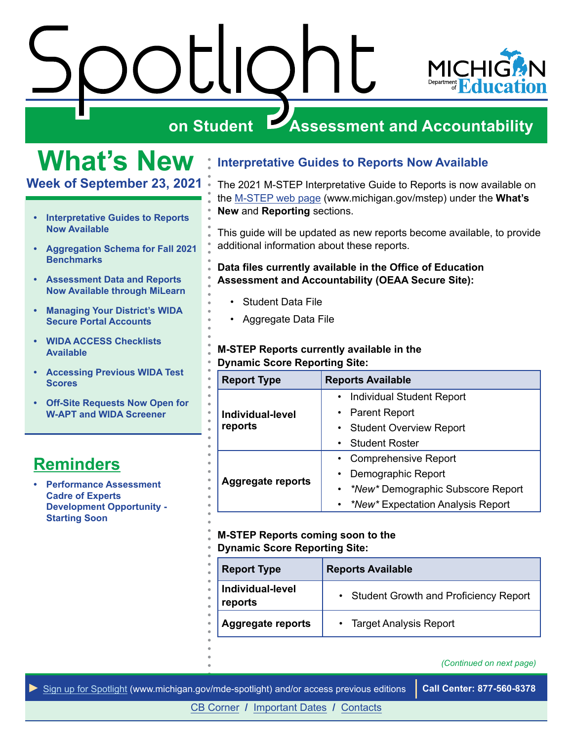# Spotlight on Student Assessment and Accountability

# What's New

## Week of September 23, 2021

- Interpretative Guides to Reports Now Available
- Aggregation Schema for Fall 2021 Benchmarks
- Assessment Data and Reports Now Available through MiLearn
- Managing Your District's WIDA Secure Portal Accounts
- WIDA ACCESS Checklists Available
- Accessing Previous WIDA Test Scores
- Off-Site Requests Now Open for W-APT and WIDA Screener

## Reminders

- Performance Assessment Cadre of Experts Development Opportunity - Starting Soon

## Interpretative Guides to Reports Now Available

The 2021 M-STEP Interpretative Guide to Reports is now available on the M-STEP web page (www.michigan.gov/mstep) under the **What's New** and **Reporting** sections.

This guide will be updated as new reports become available, to provide additional information about these reports.

**Data files currently available in the Office of Education Assessment and Accountability (OEAA Secure Site):**

- Student Data File
- Aggregate Data File

**M-STEP Reports currently available in the Dynamic Score Reporting Site:**

| Report Type | Reports Available |
|---|---|
| **Individual-level reports** | • Individual Student Report<br>• Parent Report<br>• Student Overview Report<br>• Student Roster |
| **Aggregate reports** | • Comprehensive Report<br>• Demographic Report<br>• *New* Demographic Subscore Report<br>• *New* Expectation Analysis Report |

**M-STEP Reports coming soon to the Dynamic Score Reporting Site:**

| Report Type | Reports Available |
|---|---|
| **Individual-level reports** | • Student Growth and Proficiency Report |
| **Aggregate reports** | • Target Analysis Report |

*(Continued on next page)*

► Sign up for Spotlight (www.michigan.gov/mde-spotlight) and/or access previous editions | **Call Center: 877-560-8378**

CB Corner / Important Dates / Contacts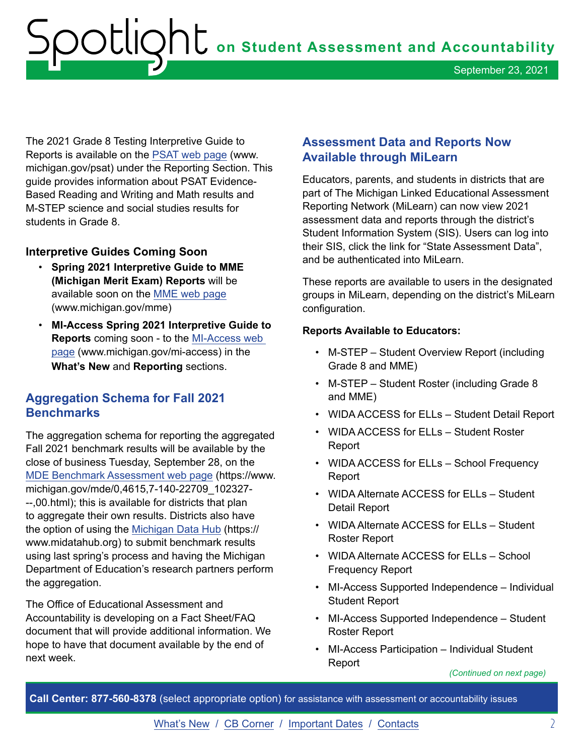The 2021 Grade 8 Testing Interpretive Guide to Reports is available on the [PSAT web page](www.michigan.gov/psat) (www.michigan.gov/psat) under the Reporting Section. This guide provides information about PSAT Evidence-Based Reading and Writing and Math results and M-STEP science and social studies results for students in Grade 8.

### Interpretive Guides Coming Soon

- **Spring 2021 Interpretive Guide to MME (Michigan Merit Exam) Reports** will be available soon on the [MME web page](www.michigan.gov/mme) (www.michigan.gov/mme)
- **MI-Access Spring 2021 Interpretive Guide to Reports** coming soon - to the [MI-Access web page](www.michigan.gov/mi-access) (www.michigan.gov/mi-access) in the **What's New** and **Reporting** sections.

## Aggregation Schema for Fall 2021 Benchmarks

The aggregation schema for reporting the aggregated Fall 2021 benchmark results will be available by the close of business Tuesday, September 28, on the [MDE Benchmark Assessment web page](https://www.michigan.gov/mde/0,4615,7-140-22709_102327---,00.html) (https://www.michigan.gov/mde/0,4615,7-140-22709_102327---,00.html); this is available for districts that plan to aggregate their own results. Districts also have the option of using the [Michigan Data Hub](https://www.midatahub.org) (https://www.midatahub.org) to submit benchmark results using last spring's process and having the Michigan Department of Education's research partners perform the aggregation.

The Office of Educational Assessment and Accountability is developing on a Fact Sheet/FAQ document that will provide additional information. We hope to have that document available by the end of next week.

## Assessment Data and Reports Now Available through MiLearn

Educators, parents, and students in districts that are part of The Michigan Linked Educational Assessment Reporting Network (MiLearn) can now view 2021 assessment data and reports through the district's Student Information System (SIS). Users can log into their SIS, click the link for "State Assessment Data", and be authenticated into MiLearn.

These reports are available to users in the designated groups in MiLearn, depending on the district's MiLearn configuration.

**Reports Available to Educators:**

- M-STEP – Student Overview Report (including Grade 8 and MME)
- M-STEP – Student Roster (including Grade 8 and MME)
- WIDA ACCESS for ELLs – Student Detail Report
- WIDA ACCESS for ELLs – Student Roster Report
- WIDA ACCESS for ELLs – School Frequency Report
- WIDA Alternate ACCESS for ELLs – Student Detail Report
- WIDA Alternate ACCESS for ELLs – Student Roster Report
- WIDA Alternate ACCESS for ELLs – School Frequency Report
- MI-Access Supported Independence – Individual Student Report
- MI-Access Supported Independence – Student Roster Report
- MI-Access Participation – Individual Student Report

*(Continued on next page)*

**Call Center: 877-560-8378** (select appropriate option) for assistance with assessment or accountability issues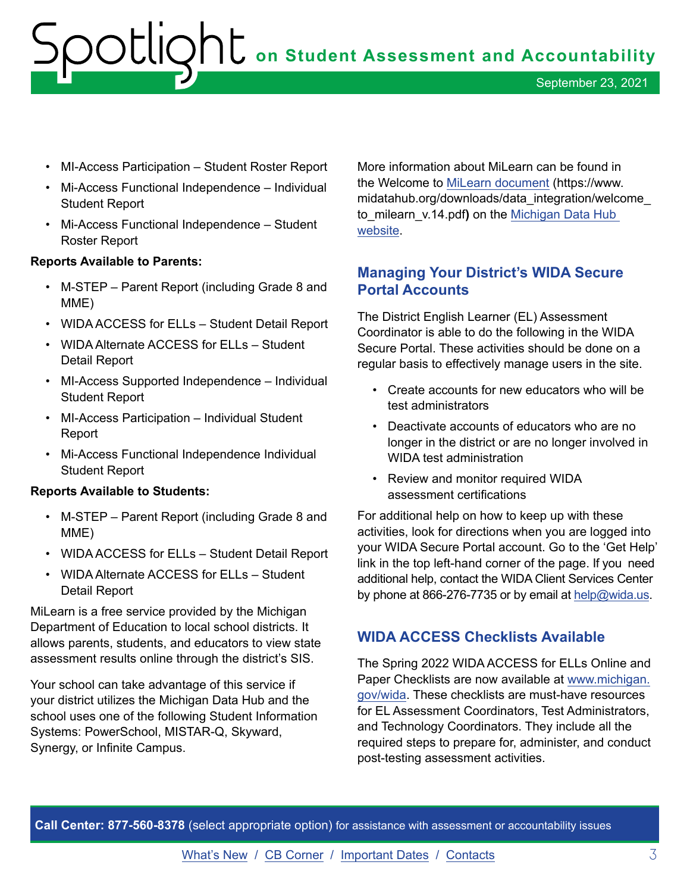- MI-Access Participation – Student Roster Report
- Mi-Access Functional Independence – Individual Student Report
- Mi-Access Functional Independence – Student Roster Report

**Reports Available to Parents:**

- M-STEP – Parent Report (including Grade 8 and MME)
- WIDA ACCESS for ELLs – Student Detail Report
- WIDA Alternate ACCESS for ELLs – Student Detail Report
- MI-Access Supported Independence – Individual Student Report
- MI-Access Participation – Individual Student Report
- Mi-Access Functional Independence Individual Student Report

**Reports Available to Students:**

- M-STEP – Parent Report (including Grade 8 and MME)
- WIDA ACCESS for ELLs – Student Detail Report
- WIDA Alternate ACCESS for ELLs – Student Detail Report

MiLearn is a free service provided by the Michigan Department of Education to local school districts. It allows parents, students, and educators to view state assessment results online through the district's SIS.

Your school can take advantage of this service if your district utilizes the Michigan Data Hub and the school uses one of the following Student Information Systems: PowerSchool, MISTAR-Q, Skyward, Synergy, or Infinite Campus.

More information about MiLearn can be found in the Welcome to MiLearn document (https://www.midatahub.org/downloads/data_integration/welcome_to_milearn_v.14.pdf) on the Michigan Data Hub website.

## Managing Your District's WIDA Secure Portal Accounts

The District English Learner (EL) Assessment Coordinator is able to do the following in the WIDA Secure Portal. These activities should be done on a regular basis to effectively manage users in the site.

- Create accounts for new educators who will be test administrators
- Deactivate accounts of educators who are no longer in the district or are no longer involved in WIDA test administration
- Review and monitor required WIDA assessment certifications

For additional help on how to keep up with these activities, look for directions when you are logged into your WIDA Secure Portal account. Go to the 'Get Help' link in the top left-hand corner of the page. If you need additional help, contact the WIDA Client Services Center by phone at 866-276-7735 or by email at help@wida.us.

## WIDA ACCESS Checklists Available

The Spring 2022 WIDA ACCESS for ELLs Online and Paper Checklists are now available at www.michigan.gov/wida. These checklists are must-have resources for EL Assessment Coordinators, Test Administrators, and Technology Coordinators. They include all the required steps to prepare for, administer, and conduct post-testing assessment activities.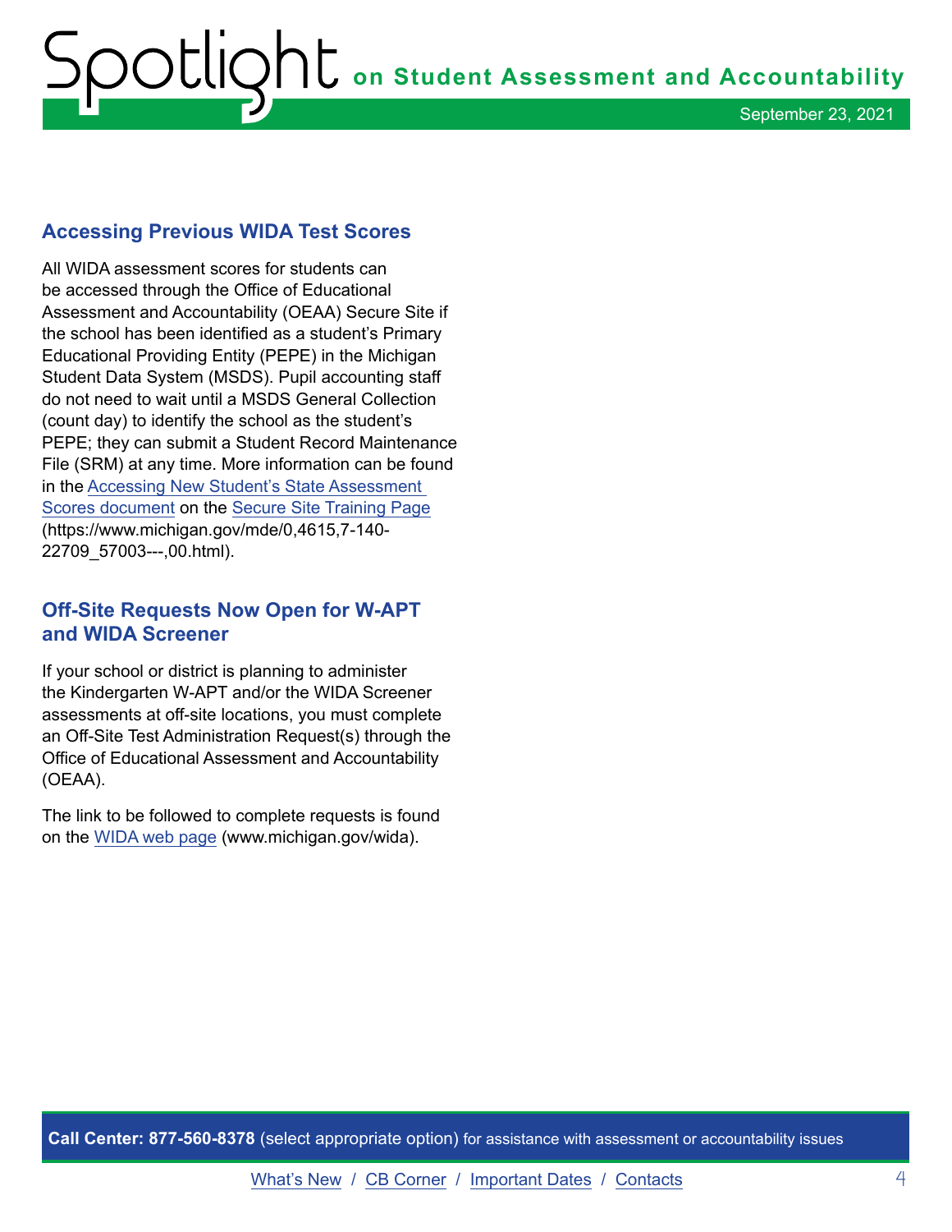## Accessing Previous WIDA Test Scores

All WIDA assessment scores for students can be accessed through the Office of Educational Assessment and Accountability (OEAA) Secure Site if the school has been identified as a student's Primary Educational Providing Entity (PEPE) in the Michigan Student Data System (MSDS). Pupil accounting staff do not need to wait until a MSDS General Collection (count day) to identify the school as the student's PEPE; they can submit a Student Record Maintenance File (SRM) at any time. More information can be found in the Accessing New Student's State Assessment Scores document on the Secure Site Training Page (https://www.michigan.gov/mde/0,4615,7-140-22709_57003---,00.html).

## Off-Site Requests Now Open for W-APT and WIDA Screener

If your school or district is planning to administer the Kindergarten W-APT and/or the WIDA Screener assessments at off-site locations, you must complete an Off-Site Test Administration Request(s) through the Office of Educational Assessment and Accountability (OEAA).

The link to be followed to complete requests is found on the WIDA web page (www.michigan.gov/wida).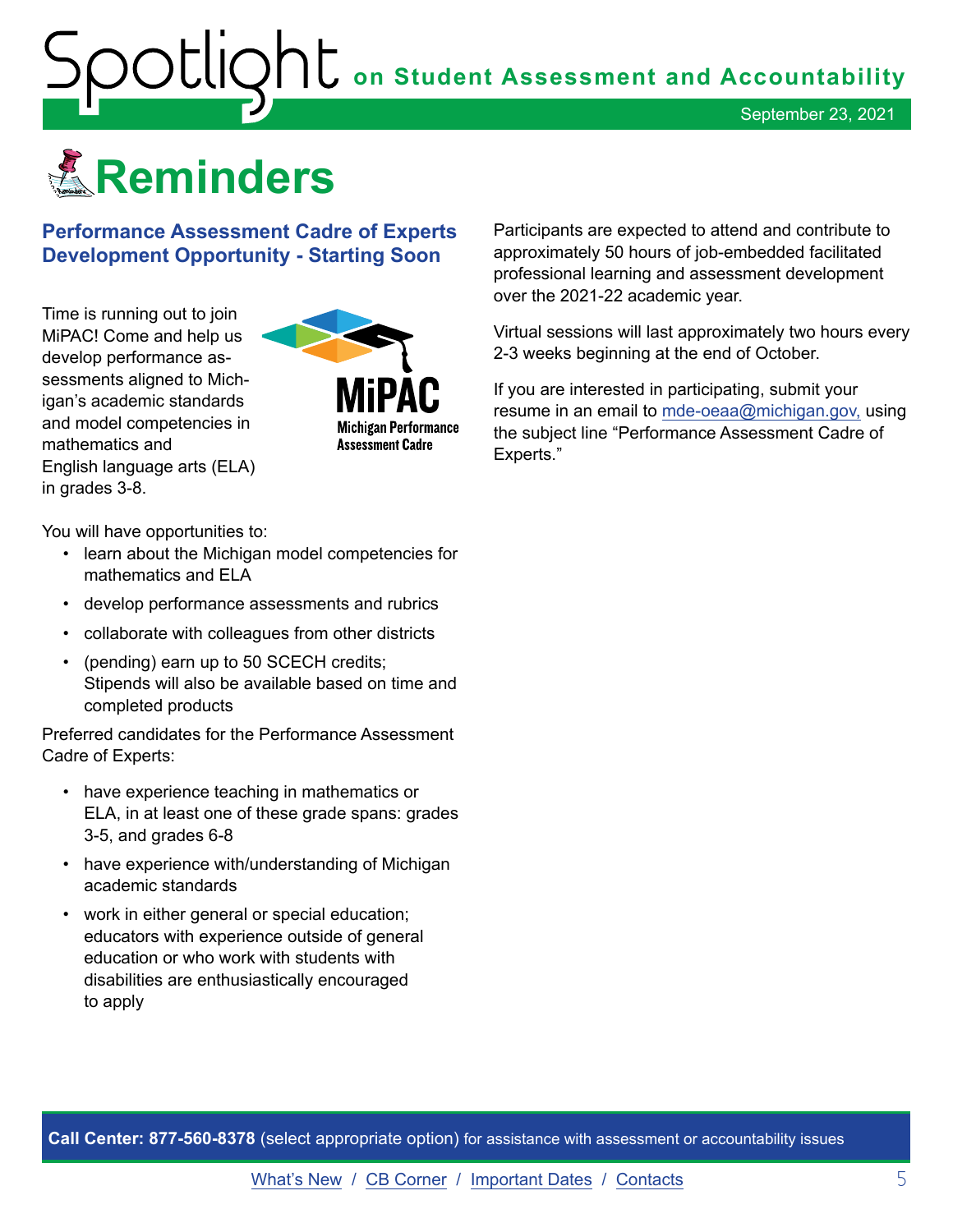# Reminders

## Performance Assessment Cadre of Experts Development Opportunity - Starting Soon

Time is running out to join MiPAC! Come and help us develop performance assessments aligned to Michigan's academic standards and model competencies in mathematics and English language arts (ELA) in grades 3-8.

You will have opportunities to:

- learn about the Michigan model competencies for mathematics and ELA
- develop performance assessments and rubrics
- collaborate with colleagues from other districts
- (pending) earn up to 50 SCECH credits; Stipends will also be available based on time and completed products

Preferred candidates for the Performance Assessment Cadre of Experts:

- have experience teaching in mathematics or ELA, in at least one of these grade spans: grades 3-5, and grades 6-8
- have experience with/understanding of Michigan academic standards
- work in either general or special education; educators with experience outside of general education or who work with students with disabilities are enthusiastically encouraged to apply

Participants are expected to attend and contribute to approximately 50 hours of job-embedded facilitated professional learning and assessment development over the 2021-22 academic year.

Virtual sessions will last approximately two hours every 2-3 weeks beginning at the end of October.

If you are interested in participating, submit your resume in an email to mde-oeaa@michigan.gov, using the subject line "Performance Assessment Cadre of Experts."

**Call Center: 877-560-8378** (select appropriate option) for assistance with assessment or accountability issues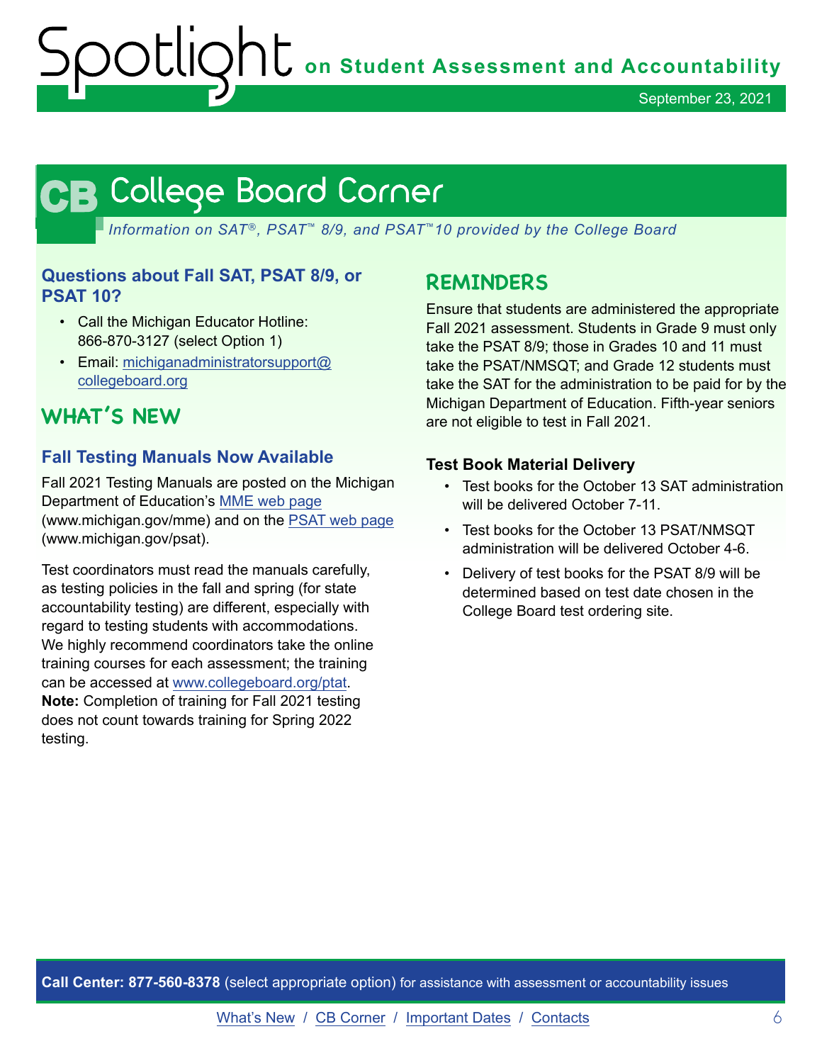# College Board Corner

*Information on SAT®, PSAT™ 8/9, and PSAT™10 provided by the College Board*

### Questions about Fall SAT, PSAT 8/9, or PSAT 10?

- Call the Michigan Educator Hotline: 866-870-3127 (select Option 1)
- Email: michiganadministratorsupport@collegeboard.org

## WHAT'S NEW

### Fall Testing Manuals Now Available

Fall 2021 Testing Manuals are posted on the Michigan Department of Education's MME web page (www.michigan.gov/mme) and on the PSAT web page (www.michigan.gov/psat).

Test coordinators must read the manuals carefully, as testing policies in the fall and spring (for state accountability testing) are different, especially with regard to testing students with accommodations. We highly recommend coordinators take the online training courses for each assessment; the training can be accessed at www.collegeboard.org/ptat. **Note:** Completion of training for Fall 2021 testing does not count towards training for Spring 2022 testing.

## REMINDERS

Ensure that students are administered the appropriate Fall 2021 assessment. Students in Grade 9 must only take the PSAT 8/9; those in Grades 10 and 11 must take the PSAT/NMSQT; and Grade 12 students must take the SAT for the administration to be paid for by the Michigan Department of Education. Fifth-year seniors are not eligible to test in Fall 2021.

### Test Book Material Delivery

- Test books for the October 13 SAT administration will be delivered October 7-11.
- Test books for the October 13 PSAT/NMSQT administration will be delivered October 4-6.
- Delivery of test books for the PSAT 8/9 will be determined based on test date chosen in the College Board test ordering site.

**Call Center: 877-560-8378** (select appropriate option) for assistance with assessment or accountability issues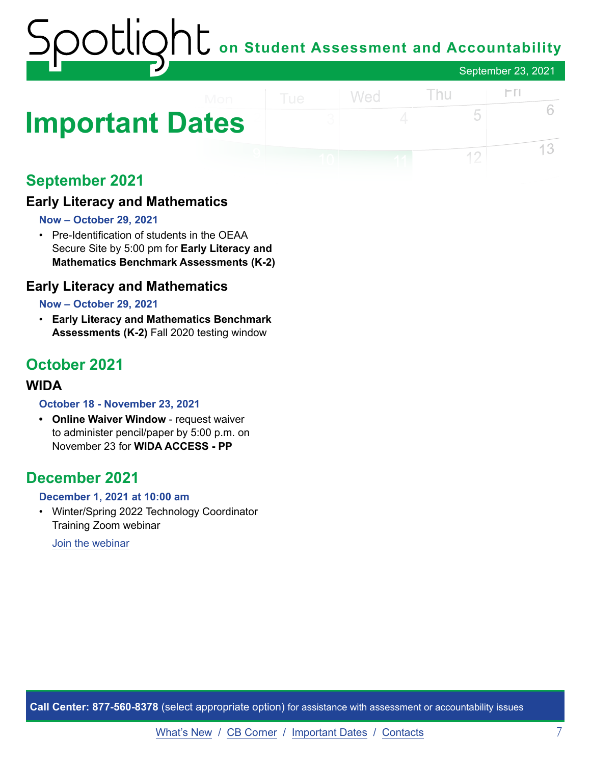# Important Dates

## September 2021

### Early Literacy and Mathematics

**Now – October 29, 2021**

- Pre-Identification of students in the OEAA Secure Site by 5:00 pm for **Early Literacy and Mathematics Benchmark Assessments (K-2)**

### Early Literacy and Mathematics

**Now – October 29, 2021**

- **Early Literacy and Mathematics Benchmark Assessments (K-2)** Fall 2020 testing window

## October 2021

### WIDA

**October 18 - November 23, 2021**

- **Online Waiver Window** - request waiver to administer pencil/paper by 5:00 p.m. on November 23 for **WIDA ACCESS - PP**

## December 2021

**December 1, 2021 at 10:00 am**

- Winter/Spring 2022 Technology Coordinator Training Zoom webinar

  Join the webinar

**Call Center: 877-560-8378** (select appropriate option) for assistance with assessment or accountability issues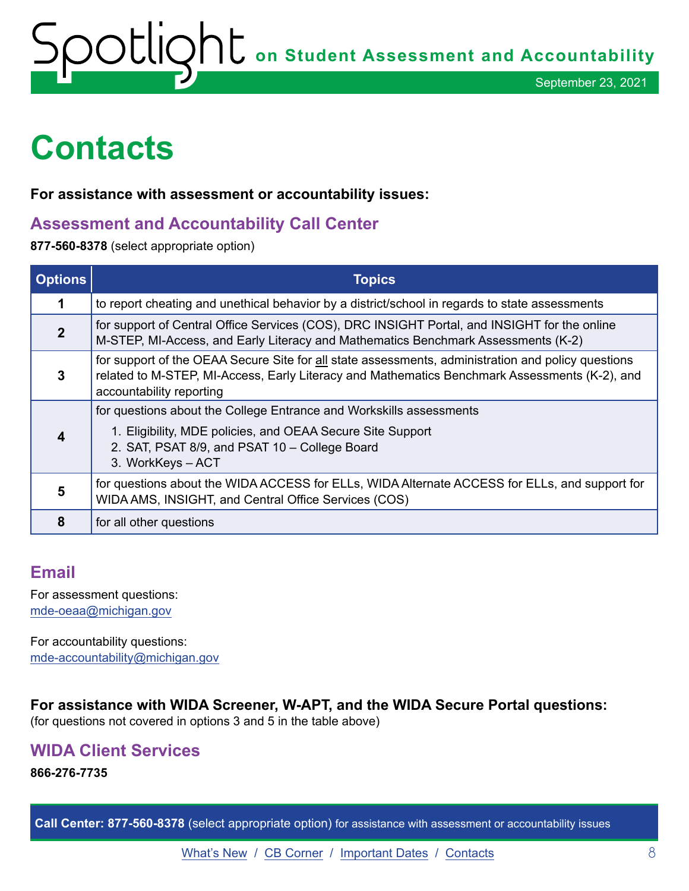# Contacts

**For assistance with assessment or accountability issues:**

## Assessment and Accountability Call Center

**877-560-8378** (select appropriate option)

| Options | Topics |
|---|---|
| **1** | to report cheating and unethical behavior by a district/school in regards to state assessments |
| **2** | for support of Central Office Services (COS), DRC INSIGHT Portal, and INSIGHT for the online M-STEP, MI-Access, and Early Literacy and Mathematics Benchmark Assessments (K-2) |
| **3** | for support of the OEAA Secure Site for all state assessments, administration and policy questions related to M-STEP, MI-Access, Early Literacy and Mathematics Benchmark Assessments (K-2), and accountability reporting |
| **4** | for questions about the College Entrance and Workskills assessments<br>1. Eligibility, MDE policies, and OEAA Secure Site Support<br>2. SAT, PSAT 8/9, and PSAT 10 – College Board<br>3. WorkKeys – ACT |
| **5** | for questions about the WIDA ACCESS for ELLs, WIDA Alternate ACCESS for ELLs, and support for WIDA AMS, INSIGHT, and Central Office Services (COS) |
| **8** | for all other questions |

## Email

For assessment questions:
mde-oeaa@michigan.gov

For accountability questions:
mde-accountability@michigan.gov

**For assistance with WIDA Screener, W-APT, and the WIDA Secure Portal questions:**
(for questions not covered in options 3 and 5 in the table above)

## WIDA Client Services

**866-276-7735**